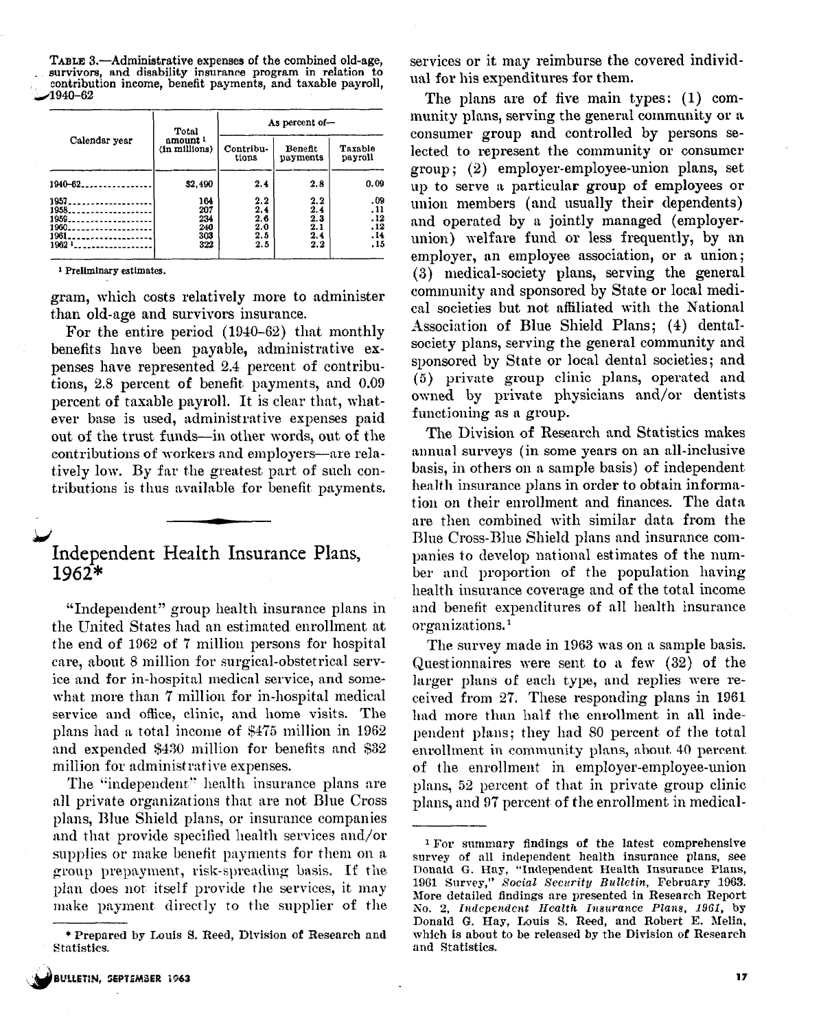TABLE 3.—Administrative expenses of the combined old-age, survivors, and disability insurance program in relation to contribution income, benefit payments, and taxable payroll, 1940–62

| Calendar year | Total amount [1] (in millions) | As percent of— | | |
|---|---|---|---|---|
| | | Contributions | Benefit payments | Taxable payroll |
| 1940–62 | $2,490 | 2.4 | 2.8 | 0.09 |
| 1957 | 164 | 2.2 | 2.2 | .09 |
| 1958 | 207 | 2.4 | 2.4 | .11 |
| 1959 | 234 | 2.6 | 2.3 | .12 |
| 1960 | 240 | 2.0 | 2.1 | .12 |
| 1961 | 303 | 2.5 | 2.4 | .14 |
| 1962 [1] | 322 | 2.5 | 2.2 | .15 |

[1] Preliminary estimates.

gram, which costs relatively more to administer than old-age and survivors insurance.

For the entire period (1940–62) that monthly benefits have been payable, administrative expenses have represented 2.4 percent of contributions, 2.8 percent of benefit payments, and 0.09 percent of taxable payroll. It is clear that, whatever base is used, administrative expenses paid out of the trust funds—in other words, out of the contributions of workers and employers—are relatively low. By far the greatest part of such contributions is thus available for benefit payments.

# Independent Health Insurance Plans, 1962*

"Independent" group health insurance plans in the United States had an estimated enrollment at the end of 1962 of 7 million persons for hospital care, about 8 million for surgical-obstetrical service and for in-hospital medical service, and somewhat more than 7 million for in-hospital medical service and office, clinic, and home visits. The plans had a total income of $475 million in 1962 and expended $430 million for benefits and $32 million for administrative expenses.

The "independent" health insurance plans are all private organizations that are not Blue Cross plans, Blue Shield plans, or insurance companies and that provide specified health services and/or supplies or make benefit payments for them on a group prepayment, risk-spreading basis. If the plan does not itself provide the services, it may make payment directly to the supplier of the services or it may reimburse the covered individual for his expenditures for them.

The plans are of five main types: (1) community plans, serving the general community or a consumer group and controlled by persons selected to represent the community or consumer group; (2) employer-employee-union plans, set up to serve a particular group of employees or union members (and usually their dependents) and operated by a jointly managed (employer-union) welfare fund or less frequently, by an employer, an employee association, or a union; (3) medical-society plans, serving the general community and sponsored by State or local medical societies but not affiliated with the National Association of Blue Shield Plans; (4) dental-society plans, serving the general community and sponsored by State or local dental societies; and (5) private group clinic plans, operated and owned by private physicians and/or dentists functioning as a group.

The Division of Research and Statistics makes annual surveys (in some years on an all-inclusive basis, in others on a sample basis) of independent health insurance plans in order to obtain information on their enrollment and finances. The data are then combined with similar data from the Blue Cross-Blue Shield plans and insurance companies to develop national estimates of the number and proportion of the population having health insurance coverage and of the total income and benefit expenditures of all health insurance organizations.[1]

The survey made in 1963 was on a sample basis. Questionnaires were sent to a few (32) of the larger plans of each type, and replies were received from 27. These responding plans in 1961 had more than half the enrollment in all independent plans; they had 80 percent of the total enrollment in community plans, about 40 percent of the enrollment in employer-employee-union plans, 52 percent of that in private group clinic plans, and 97 percent of the enrollment in medical-

\* Prepared by Louis S. Reed, Division of Research and Statistics.

[1] For summary findings of the latest comprehensive survey of all independent health insurance plans, see Donald G. Hay, "Independent Health Insurance Plans, 1961 Survey," *Social Security Bulletin*, February 1963. More detailed findings are presented in Research Report No. 2, *Independent Health Insurance Plans, 1961*, by Donald G. Hay, Louis S. Reed, and Robert E. Melia, which is about to be released by the Division of Research and Statistics.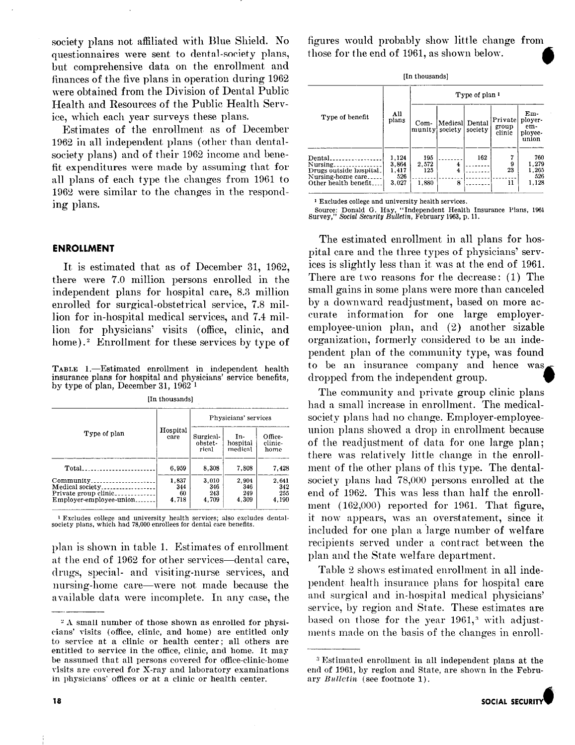society plans not affiliated with Blue Shield. No questionnaires were sent to dental-society plans, but comprehensive data on the enrollment and finances of the five plans in operation during 1962 were obtained from the Division of Dental Public Health and Resources of the Public Health Service, which each year surveys these plans.

Estimates of the enrollment as of December 1962 in all independent plans (other than dental-society plans) and of their 1962 income and benefit expenditures were made by assuming that for all plans of each type the changes from 1961 to 1962 were similar to the changes in the responding plans.

## ENROLLMENT

It is estimated that as of December 31, 1962, there were 7.0 million persons enrolled in the independent plans for hospital care, 8.3 million enrolled for surgical-obstetrical service, 7.8 million for in-hospital medical services, and 7.4 million for physicians' visits (office, clinic, and home).[2] Enrollment for these services by type of plan is shown in table 1. Estimates of enrollment at the end of 1962 for other services—dental care, drugs, special- and visiting-nurse services, and nursing-home care—were not made because the available data were incomplete. In any case, the figures would probably show little change from those for the end of 1961, as shown below.

TABLE 1.—Estimated enrollment in independent health insurance plans for hospital and physicians' service benefits, by type of plan, December 31, 1962 [1]

[In thousands]

| Type of plan | Hospital care | Physicians' services | | |
|---|---|---|---|---|
| | | Surgical-obstetrical | In-hospital medical | Office-clinic-home |
| Total | 6,959 | 8,308 | 7,808 | 7,428 |
| Community | 1,837 | 3,010 | 2,904 | 2,641 |
| Medical society | 344 | 346 | 346 | 342 |
| Private group clinic | 60 | 243 | 249 | 255 |
| Employer-employee-union | 4,718 | 4,709 | 4,309 | 4,190 |

[1] Excludes college and university health services; also excludes dental-society plans, which had 78,000 enrollees for dental care benefits.

[In thousands]

| Type of benefit | All plans | Type of plan [1] | | | | |
|---|---|---|---|---|---|---|
| | | Community | Medical society | Dental society | Private group clinic | Employer-employee-union |
| Dental | 1,124 | 195 | | 162 | 7 | 760 |
| Nursing | 3,864 | 2,572 | 4 | | 9 | 1,279 |
| Drugs outside hospital | 1,417 | 125 | 4 | | 23 | 1,265 |
| Nursing-home care | 526 | | | | | 526 |
| Other health benefit | 3,027 | 1,880 | 8 | | 11 | 1,128 |

[1] Excludes college and university health services.

Source: Donald G. Hay, "Independent Health Insurance Plans, 1961 Survey," *Social Security Bulletin*, February 1963, p. 11.

The estimated enrollment in all plans for hospital care and the three types of physicians' services is slightly less than it was at the end of 1961. There are two reasons for the decrease: (1) The small gains in some plans were more than canceled by a downward readjustment, based on more accurate information for one large employer-employee-union plan, and (2) another sizable organization, formerly considered to be an independent plan of the community type, was found to be an insurance company and hence was dropped from the independent group.

The community and private group clinic plans had a small increase in enrollment. The medical-society plans had no change. Employer-employee-union plans showed a drop in enrollment because of the readjustment of data for one large plan; there was relatively little change in the enrollment of the other plans of this type. The dental-society plans had 78,000 persons enrolled at the end of 1962. This was less than half the enrollment (162,000) reported for 1961. That figure, it now appears, was an overstatement, since it included for one plan a large number of welfare recipients served under a contract between the plan and the State welfare department.

Table 2 shows estimated enrollment in all independent health insurance plans for hospital care and surgical and in-hospital medical physicians' service, by region and State. These estimates are based on those for the year 1961,[3] with adjustments made on the basis of the changes in enroll-

[2] A small number of those shown as enrolled for physicians' visits (office, clinic, and home) are entitled only to service at a clinic or health center; all others are entitled to service in the office, clinic, and home. It may be assumed that all persons covered for office-clinic-home visits are covered for X-ray and laboratory examinations in physicians' offices or at a clinic or health center.

[3] Estimated enrollment in all independent plans at the end of 1961, by region and State, are shown in the February *Bulletin* (see footnote 1).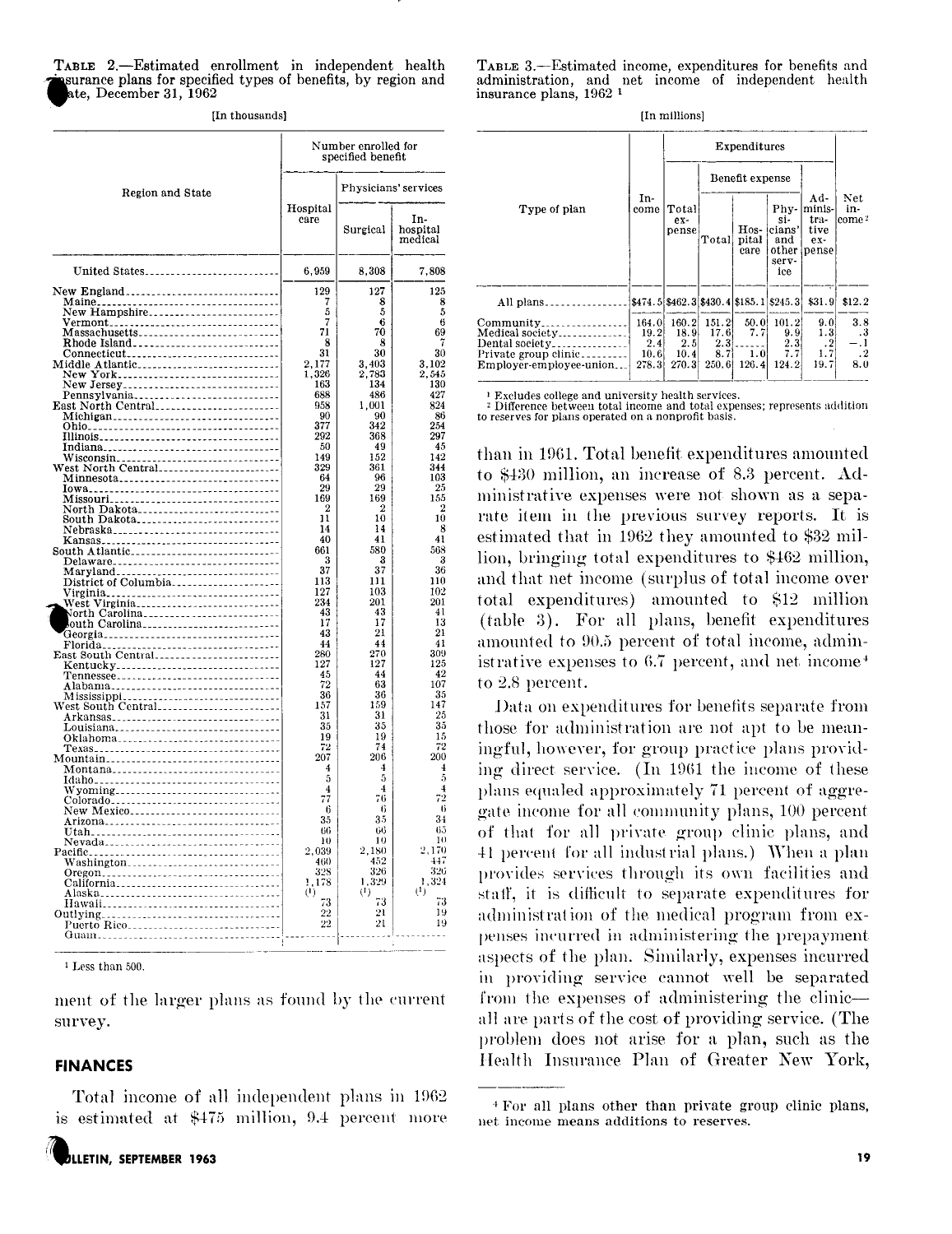TABLE 2.—Estimated enrollment in independent health insurance plans for specified types of benefits, by region and State, December 31, 1962

[In thousands]

| Region and State | Number enrolled for specified benefit | | |
|---|---|---|---|
| | Hospital care | Physicians' services | |
| | | Surgical | In-hospital medical |
| United States | 6,959 | 8,308 | 7,808 |
| New England | 129 | 127 | 125 |
| Maine | 7 | 8 | 8 |
| New Hampshire | 5 | 5 | 5 |
| Vermont | 7 | 6 | 6 |
| Massachusetts | 71 | 70 | 69 |
| Rhode Island | 8 | 8 | 7 |
| Connecticut | 31 | 30 | 30 |
| Middle Atlantic | 2,177 | 3,403 | 3,102 |
| New York | 1,326 | 2,783 | 2,545 |
| New Jersey | 163 | 134 | 130 |
| Pennsylvania | 688 | 486 | 427 |
| East North Central | 958 | 1,001 | 824 |
| Michigan | 90 | 90 | 86 |
| Ohio | 377 | 342 | 254 |
| Illinois | 292 | 368 | 297 |
| Indiana | 50 | 49 | 45 |
| Wisconsin | 149 | 152 | 142 |
| West North Central | 329 | 361 | 344 |
| Minnesota | 64 | 96 | 103 |
| Iowa | 29 | 29 | 25 |
| Missouri | 169 | 169 | 155 |
| North Dakota | 2 | 2 | 2 |
| South Dakota | 11 | 10 | 10 |
| Nebraska | 14 | 14 | 8 |
| Kansas | 40 | 41 | 41 |
| South Atlantic | 661 | 580 | 568 |
| Delaware | 3 | 3 | 3 |
| Maryland | 37 | 37 | 36 |
| District of Columbia | 113 | 111 | 110 |
| Virginia | 127 | 103 | 102 |
| West Virginia | 234 | 201 | 201 |
| North Carolina | 43 | 43 | 41 |
| South Carolina | 17 | 17 | 13 |
| Georgia | 43 | 21 | 21 |
| Florida | 44 | 44 | 41 |
| East South Central | 280 | 270 | 309 |
| Kentucky | 127 | 127 | 125 |
| Tennessee | 45 | 44 | 42 |
| Alabama | 72 | 63 | 107 |
| Mississippi | 36 | 36 | 35 |
| West South Central | 157 | 159 | 147 |
| Arkansas | 31 | 31 | 25 |
| Louisiana | 35 | 35 | 35 |
| Oklahoma | 19 | 19 | 15 |
| Texas | 72 | 74 | 72 |
| Mountain | 207 | 206 | 200 |
| Montana | 4 | 4 | 4 |
| Idaho | 5 | 5 | 5 |
| Wyoming | 4 | 4 | 4 |
| Colorado | 77 | 76 | 72 |
| New Mexico | 6 | 6 | 6 |
| Arizona | 35 | 35 | 34 |
| Utah | 66 | 66 | 65 |
| Nevada | 10 | 10 | 10 |
| Pacific | 2,039 | 2,180 | 2,170 |
| Washington | 460 | 452 | 447 |
| Oregon | 328 | 326 | 326 |
| California | 1,178 | 1,329 | 1,324 |
| Alaska | (1) | (1) | (1) |
| Hawaii | 73 | 73 | 73 |
| Outlying | 22 | 21 | 19 |
| Puerto Rico | 22 | 21 | 19 |
| Guam | | | |

[1] Less than 500.

ment of the larger plans as found by the current survey.

## FINANCES

Total income of all independent plans in 1962 is estimated at $475 million, 9.4 percent more than in 1961. Total benefit expenditures amounted to $430 million, an increase of 8.3 percent. Administrative expenses were not shown as a separate item in the previous survey reports. It is estimated that in 1962 they amounted to $32 million, bringing total expenditures to $462 million, and that net income (surplus of total income over total expenditures) amounted to $12 million (table 3). For all plans, benefit expenditures amounted to 90.5 percent of total income, administrative expenses to 6.7 percent, and net income[4] to 2.8 percent.

TABLE 3.—Estimated income, expenditures for benefits and administration, and net income of independent health insurance plans, 1962 [1]

[In millions]

| Type of plan | Income | Expenditures | | | | | Net income [2] |
|---|---|---|---|---|---|---|---|
| | | Total expense | Benefit expense | | | Administrative expense | |
| | | | Total | Hospital care | Physicians' and other service | | |
| All plans | $474.5 | $462.3 | $430.4 | $185.1 | $245.3 | $31.9 | $12.2 |
| Community | 164.0 | 160.2 | 151.2 | 50.0 | 101.2 | 9.0 | 3.8 |
| Medical society | 19.2 | 18.9 | 17.6 | 7.7 | 9.9 | 1.3 | .3 |
| Dental society | 2.4 | 2.5 | 2.3 | | 2.3 | .2 | −.1 |
| Private group clinic | 10.6 | 10.4 | 8.7 | 1.0 | 7.7 | 1.7 | .2 |
| Employer-employee-union | 278.3 | 270.3 | 250.6 | 126.4 | 124.2 | 19.7 | 8.0 |

[1] Excludes college and university health services.
[2] Difference between total income and total expenses; represents addition to reserves for plans operated on a nonprofit basis.

Data on expenditures for benefits separate from those for administration are not apt to be meaningful, however, for group practice plans providing direct service. (In 1961 the income of these plans equaled approximately 71 percent of aggregate income for all community plans, 100 percent of that for all private group clinic plans, and 41 percent for all industrial plans.) When a plan provides services through its own facilities and staff, it is difficult to separate expenditures for administration of the medical program from expenses incurred in administering the prepayment aspects of the plan. Similarly, expenses incurred in providing service cannot well be separated from the expenses of administering the clinic—all are parts of the cost of providing service. (The problem does not arise for a plan, such as the Health Insurance Plan of Greater New York,

[4] For all plans other than private group clinic plans, net income means additions to reserves.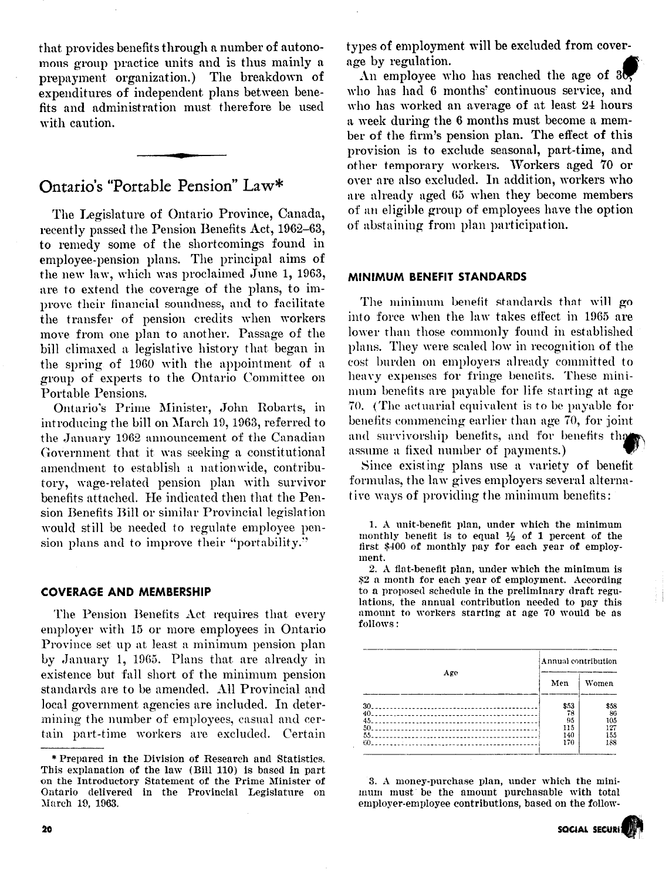that provides benefits through a number of autonomous group practice units and is thus mainly a prepayment organization.) The breakdown of expenditures of independent plans between benefits and administration must therefore be used with caution.

## Ontario's "Portable Pension" Law*

The Legislature of Ontario Province, Canada, recently passed the Pension Benefits Act, 1962–63, to remedy some of the shortcomings found in employee-pension plans. The principal aims of the new law, which was proclaimed June 1, 1963, are to extend the coverage of the plans, to improve their financial soundness, and to facilitate the transfer of pension credits when workers move from one plan to another. Passage of the bill climaxed a legislative history that began in the spring of 1960 with the appointment of a group of experts to the Ontario Committee on Portable Pensions.

Ontario's Prime Minister, John Robarts, in introducing the bill on March 19, 1963, referred to the January 1962 announcement of the Canadian Government that it was seeking a constitutional amendment to establish a nationwide, contributory, wage-related pension plan with survivor benefits attached. He indicated then that the Pension Benefits Bill or similar Provincial legislation would still be needed to regulate employee pension plans and to improve their "portability."

### COVERAGE AND MEMBERSHIP

The Pension Benefits Act requires that every employer with 15 or more employees in Ontario Province set up at least a minimum pension plan by January 1, 1965. Plans that are already in existence but fall short of the minimum pension standards are to be amended. All Provincial and local government agencies are included. In determining the number of employees, casual and certain part-time workers are excluded. Certain types of employment will be excluded from coverage by regulation.

An employee who has reached the age of 30, who has had 6 months' continuous service, and who has worked an average of at least 24 hours a week during the 6 months must become a member of the firm's pension plan. The effect of this provision is to exclude seasonal, part-time, and other temporary workers. Workers aged 70 or over are also excluded. In addition, workers who are already aged 65 when they become members of an eligible group of employees have the option of abstaining from plan participation.

### MINIMUM BENEFIT STANDARDS

The minimum benefit standards that will go into force when the law takes effect in 1965 are lower than those commonly found in established plans. They were scaled low in recognition of the cost burden on employers already committed to heavy expenses for fringe benefits. These minimum benefits are payable for life starting at age 70. (The actuarial equivalent is to be payable for benefits commencing earlier than age 70, for joint and survivorship benefits, and for benefits that assume a fixed number of payments.)

Since existing plans use a variety of benefit formulas, the law gives employers several alternative ways of providing the minimum benefits:

1. A unit-benefit plan, under which the minimum monthly benefit is to equal ½ of 1 percent of the first $400 of monthly pay for each year of employment.

2. A flat-benefit plan, under which the minimum is $2 a month for each year of employment. According to a proposed schedule in the preliminary draft regulations, the annual contribution needed to pay this amount to workers starting at age 70 would be as follows:

| Age | Annual contribution | |
|---|---|---|
| | Men | Women |
| 30 | $53 | $58 |
| 40 | 78 | 86 |
| 45 | 95 | 105 |
| 50 | 115 | 127 |
| 55 | 140 | 155 |
| 60 | 170 | 188 |

3. A money-purchase plan, under which the minimum must be the amount purchasable with total employer-employee contributions, based on the follow-

---

\* Prepared in the Division of Research and Statistics. This explanation of the law (Bill 110) is based in part on the Introductory Statement of the Prime Minister of Ontario delivered in the Provincial Legislature on March 19, 1963.